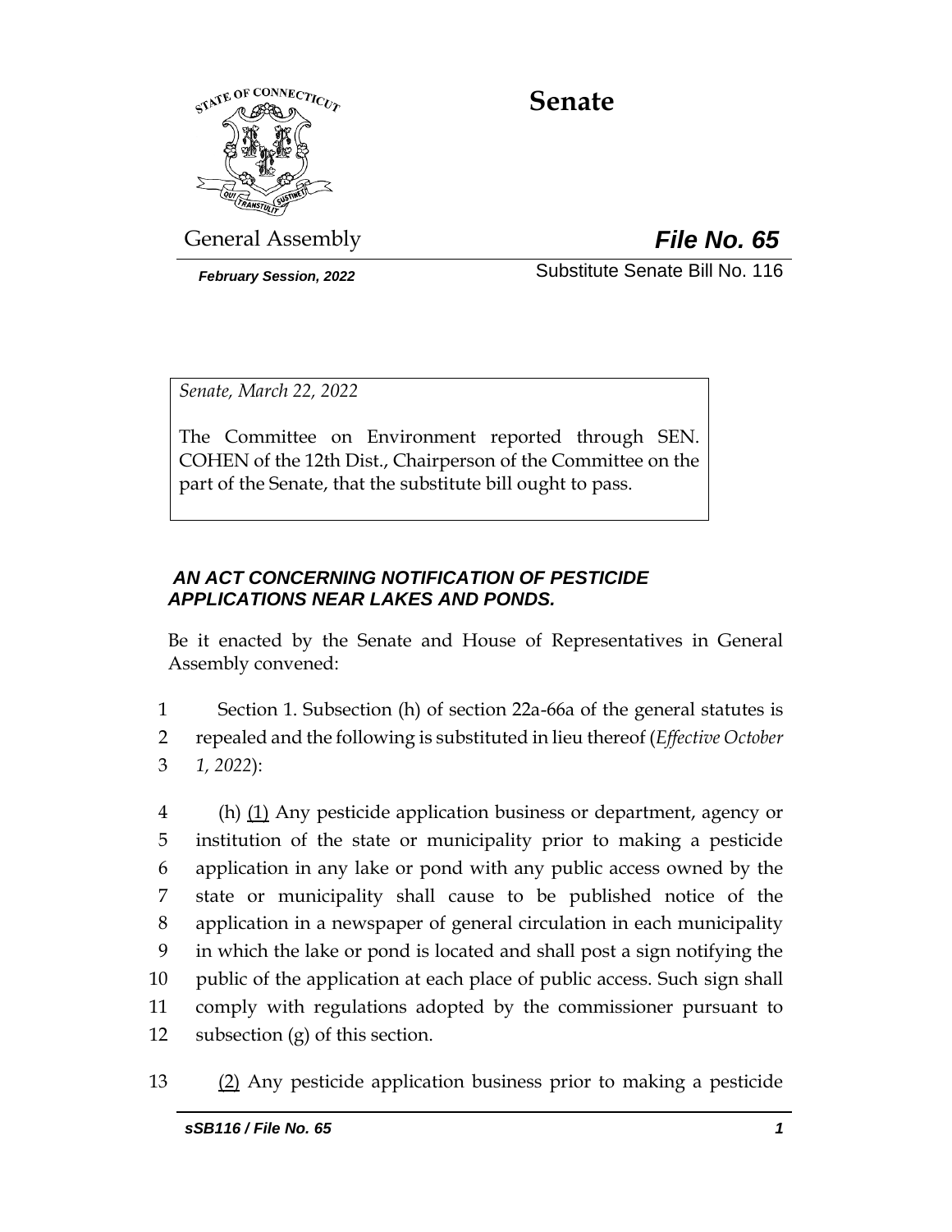# Senate

General Assembly

***File No. 65***

***February Session, 2022***

Substitute Senate Bill No. 116

*Senate, March 22, 2022*

The Committee on Environment reported through SEN. COHEN of the 12th Dist., Chairperson of the Committee on the part of the Senate, that the substitute bill ought to pass.

### *AN ACT CONCERNING NOTIFICATION OF PESTICIDE APPLICATIONS NEAR LAKES AND PONDS.*

Be it enacted by the Senate and House of Representatives in General Assembly convened:

1 Section 1. Subsection (h) of section 22a-66a of the general statutes is
2 repealed and the following is substituted in lieu thereof (*Effective October*
3 *1, 2022*):

4 (h) <u>(1)</u> Any pesticide application business or department, agency or
5 institution of the state or municipality prior to making a pesticide
6 application in any lake or pond with any public access owned by the
7 state or municipality shall cause to be published notice of the
8 application in a newspaper of general circulation in each municipality
9 in which the lake or pond is located and shall post a sign notifying the
10 public of the application at each place of public access. Such sign shall
11 comply with regulations adopted by the commissioner pursuant to
12 subsection (g) of this section.

13 <u>(2)</u> Any pesticide application business prior to making a pesticide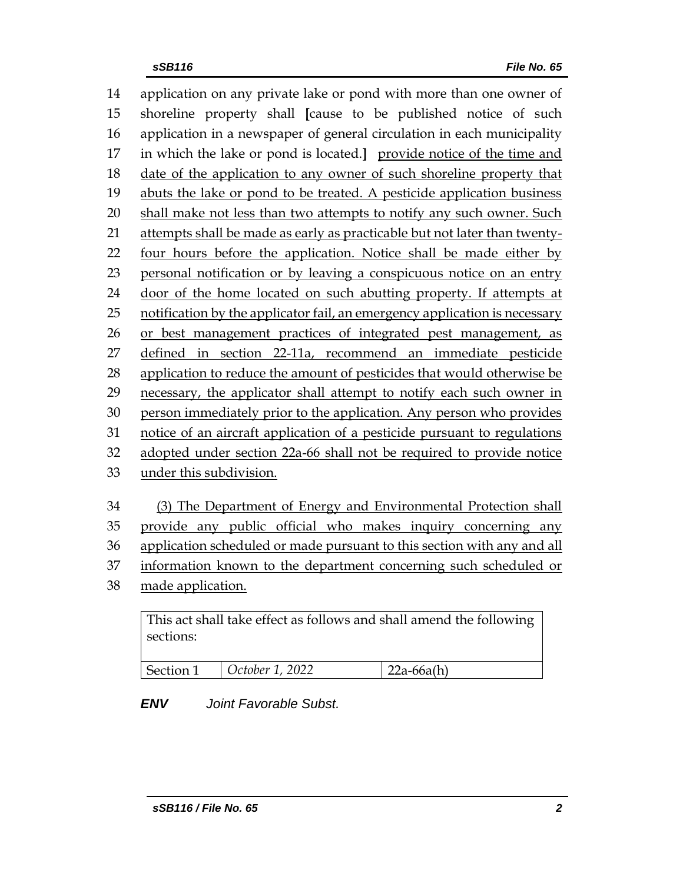application on any private lake or pond with more than one owner of shoreline property shall [cause to be published notice of such application in a newspaper of general circulation in each municipality in which the lake or pond is located.] provide notice of the time and date of the application to any owner of such shoreline property that abuts the lake or pond to be treated. A pesticide application business shall make not less than two attempts to notify any such owner. Such attempts shall be made as early as practicable but not later than twenty-four hours before the application. Notice shall be made either by personal notification or by leaving a conspicuous notice on an entry door of the home located on such abutting property. If attempts at notification by the applicator fail, an emergency application is necessary or best management practices of integrated pest management, as defined in section 22-11a, recommend an immediate pesticide application to reduce the amount of pesticides that would otherwise be necessary, the applicator shall attempt to notify each such owner in person immediately prior to the application. Any person who provides notice of an aircraft application of a pesticide pursuant to regulations adopted under section 22a-66 shall not be required to provide notice under this subdivision.

(3) The Department of Energy and Environmental Protection shall provide any public official who makes inquiry concerning any application scheduled or made pursuant to this section with any and all information known to the department concerning such scheduled or made application.

| This act shall take effect as follows and shall amend the following sections: | | |
|---|---|---|
| Section 1 | *October 1, 2022* | 22a-66a(h) |

***ENV*** *Joint Favorable Subst.*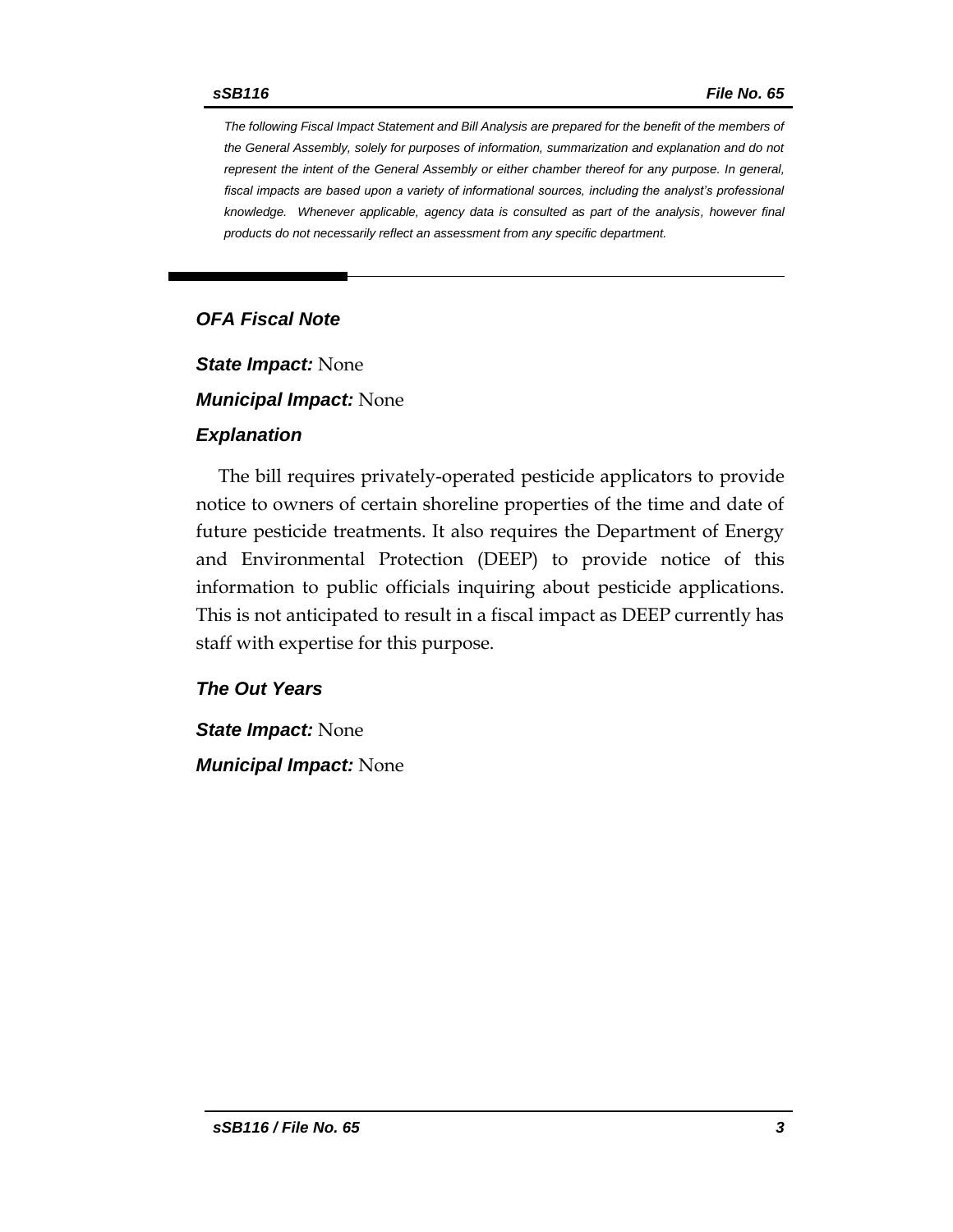*The following Fiscal Impact Statement and Bill Analysis are prepared for the benefit of the members of the General Assembly, solely for purposes of information, summarization and explanation and do not represent the intent of the General Assembly or either chamber thereof for any purpose. In general, fiscal impacts are based upon a variety of informational sources, including the analyst's professional knowledge. Whenever applicable, agency data is consulted as part of the analysis, however final products do not necessarily reflect an assessment from any specific department.*

---

## *OFA Fiscal Note*

***State Impact:*** None

***Municipal Impact:*** None

### *Explanation*

The bill requires privately-operated pesticide applicators to provide notice to owners of certain shoreline properties of the time and date of future pesticide treatments. It also requires the Department of Energy and Environmental Protection (DEEP) to provide notice of this information to public officials inquiring about pesticide applications. This is not anticipated to result in a fiscal impact as DEEP currently has staff with expertise for this purpose.

### *The Out Years*

***State Impact:*** None

***Municipal Impact:*** None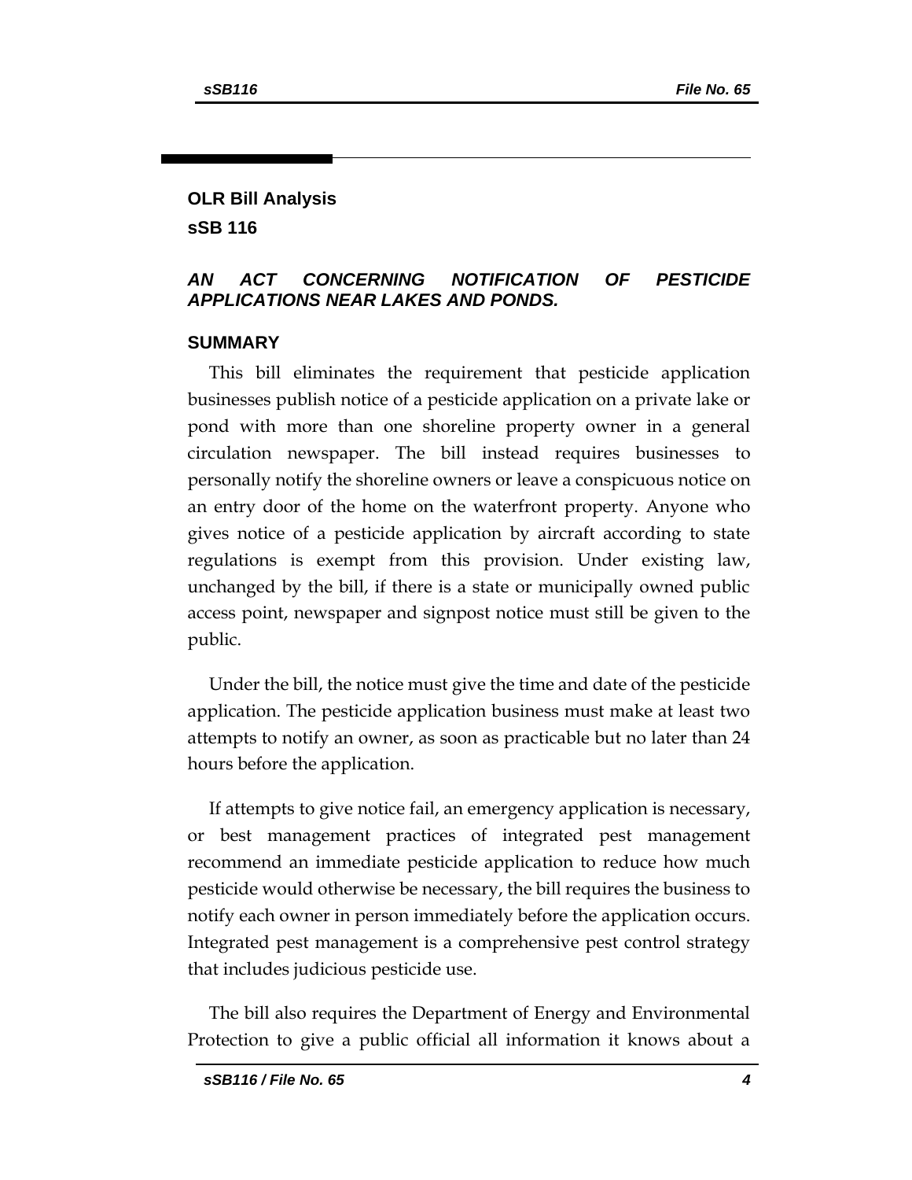## OLR Bill Analysis

## sSB 116

### *AN ACT CONCERNING NOTIFICATION OF PESTICIDE APPLICATIONS NEAR LAKES AND PONDS.*

### SUMMARY

This bill eliminates the requirement that pesticide application businesses publish notice of a pesticide application on a private lake or pond with more than one shoreline property owner in a general circulation newspaper. The bill instead requires businesses to personally notify the shoreline owners or leave a conspicuous notice on an entry door of the home on the waterfront property. Anyone who gives notice of a pesticide application by aircraft according to state regulations is exempt from this provision. Under existing law, unchanged by the bill, if there is a state or municipally owned public access point, newspaper and signpost notice must still be given to the public.

Under the bill, the notice must give the time and date of the pesticide application. The pesticide application business must make at least two attempts to notify an owner, as soon as practicable but no later than 24 hours before the application.

If attempts to give notice fail, an emergency application is necessary, or best management practices of integrated pest management recommend an immediate pesticide application to reduce how much pesticide would otherwise be necessary, the bill requires the business to notify each owner in person immediately before the application occurs. Integrated pest management is a comprehensive pest control strategy that includes judicious pesticide use.

The bill also requires the Department of Energy and Environmental Protection to give a public official all information it knows about a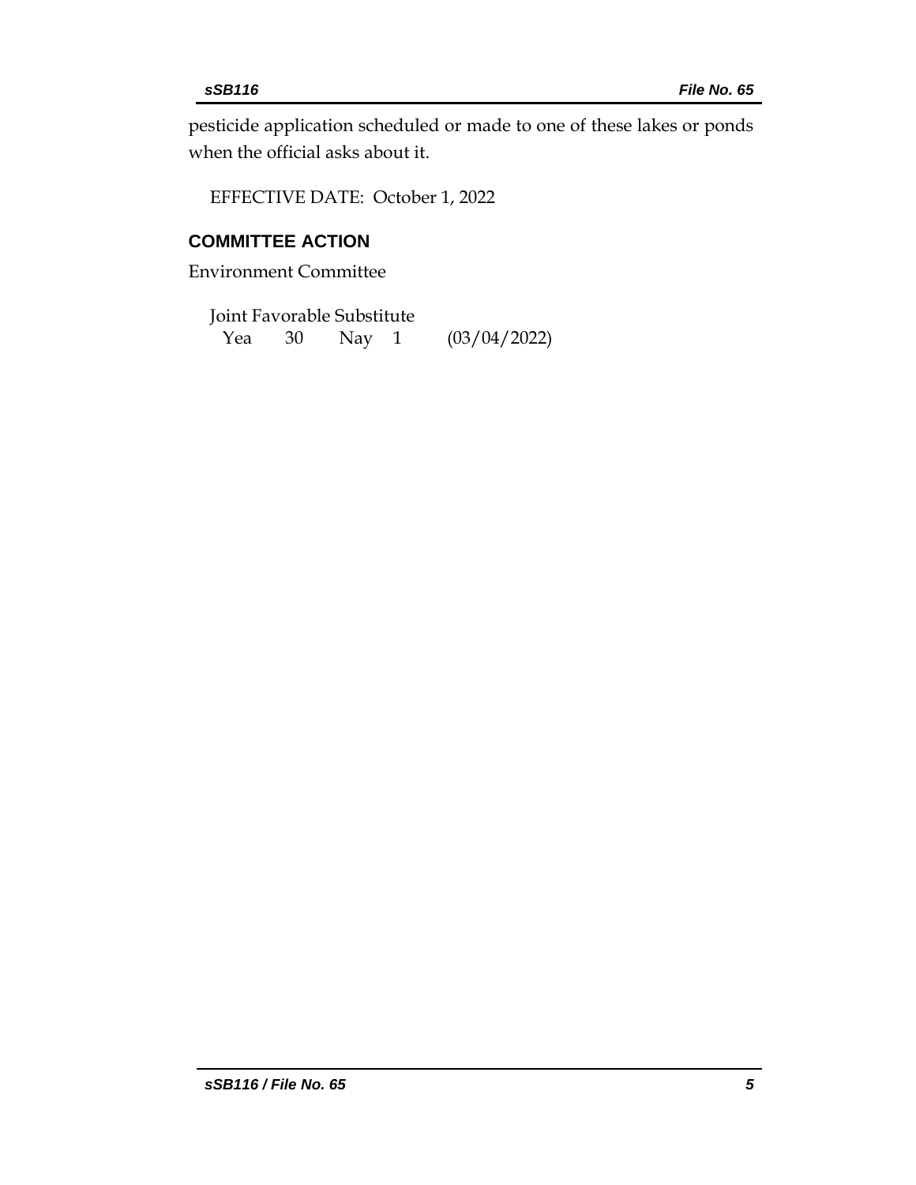pesticide application scheduled or made to one of these lakes or ponds when the official asks about it.

EFFECTIVE DATE: October 1, 2022

## COMMITTEE ACTION

Environment Committee

Joint Favorable Substitute

| | | | | |
|---|---|---|---|---|
| Yea | 30 | Nay | 1 | (03/04/2022) |